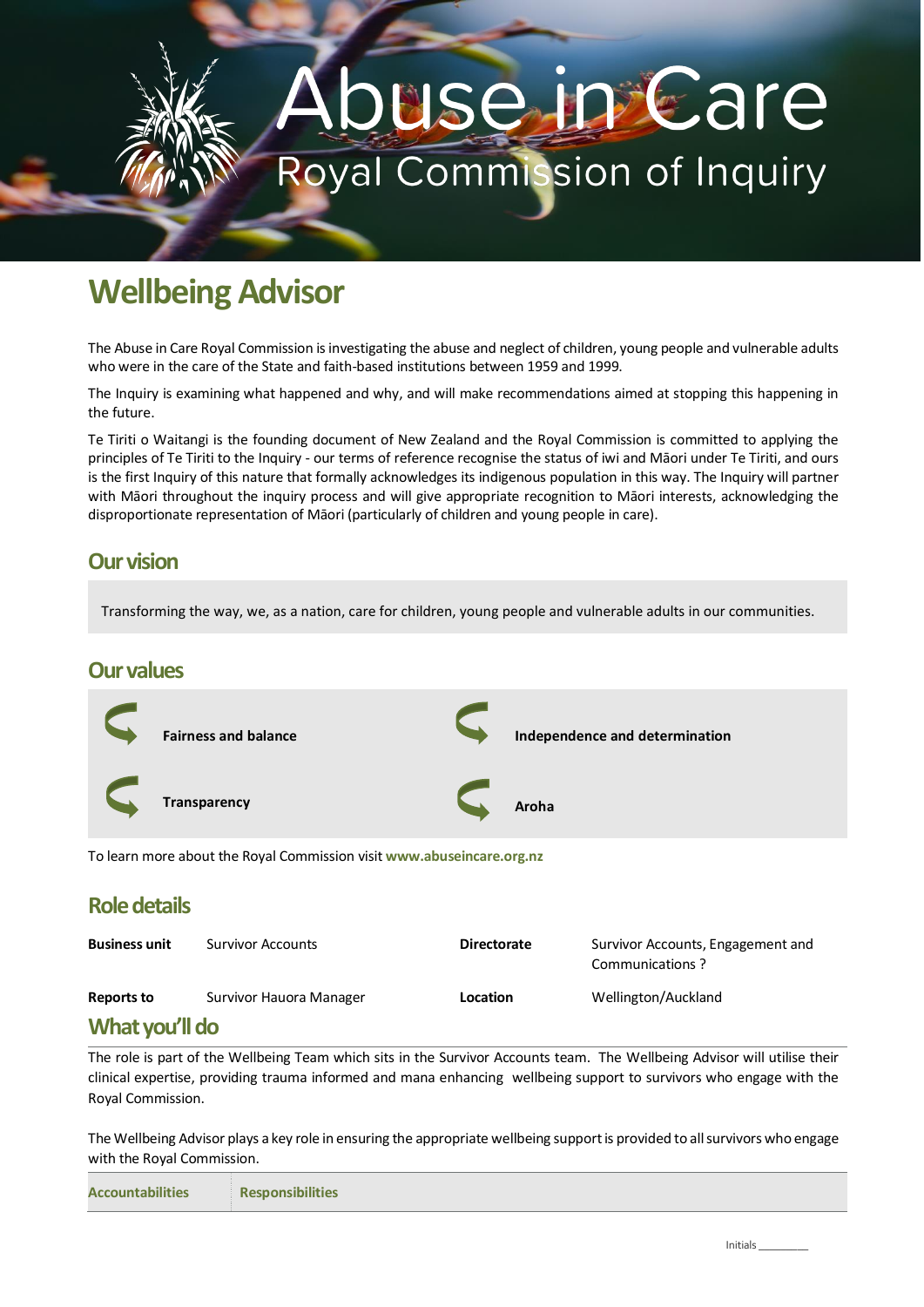# Abuse in Care

Royal Commission of Inquiry

## Wellbeing Advisor

The Abuse in Care Royal Commission is investigating the abuse and neglect of children, young people and vulnerable adults who were in the care of the State and faith-based institutions between 1959 and 1999.

The Inquiry is examining what happened and why, and will make recommendations aimed at stopping this happening in the future.

Te Tiriti o Waitangi is the founding document of New Zealand and the Royal Commission is committed to applying the principles of Te Tiriti to the Inquiry - our terms of reference recognise the status of iwi and Māori under Te Tiriti, and ours is the first Inquiry of this nature that formally acknowledges its indigenous population in this way. The Inquiry will partner with Māori throughout the inquiry process and will give appropriate recognition to Māori interests, acknowledging the disproportionate representation of Māori (particularly of children and young people in care).

### Our vision

Transforming the way, we, as a nation, care for children, young people and vulnerable adults in our communities.

### Our values

- **Fairness and balance**
- **Independence and determination**
- **Transparency**
- **Aroha**

To learn more about the Royal Commission visit **www.abuseincare.org.nz**

### Role details

| | | | |
|---|---|---|---|
| **Business unit** | Survivor Accounts | **Directorate** | Survivor Accounts, Engagement and Communications ? |
| **Reports to** | Survivor Hauora Manager | **Location** | Wellington/Auckland |

### What you'll do

The role is part of the Wellbeing Team which sits in the Survivor Accounts team. The Wellbeing Advisor will utilise their clinical expertise, providing trauma informed and mana enhancing wellbeing support to survivors who engage with the Royal Commission.

The Wellbeing Advisor plays a key role in ensuring the appropriate wellbeing support is provided to all survivors who engage with the Royal Commission.

| Accountabilities | Responsibilities |
|---|---|

Initials ________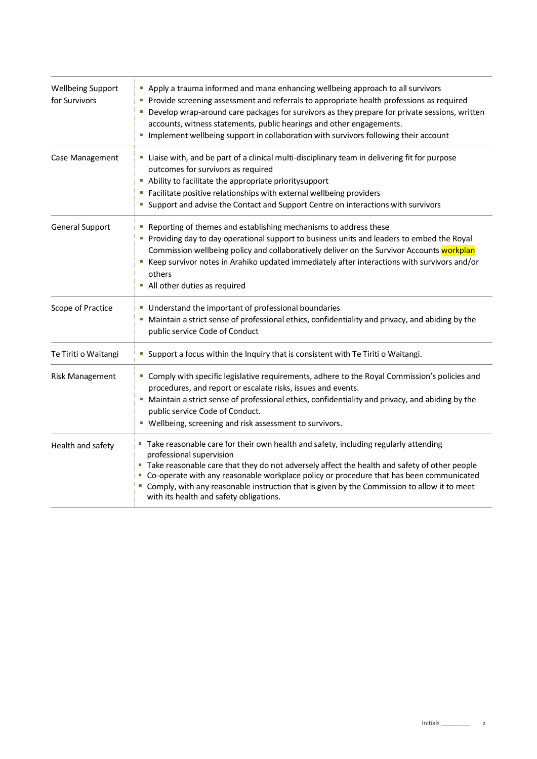| | |
|---|---|
| Wellbeing Support for Survivors | ▪ Apply a trauma informed and mana enhancing wellbeing approach to all survivors<br>▪ Provide screening assessment and referrals to appropriate health professions as required<br>▪ Develop wrap-around care packages for survivors as they prepare for private sessions, written accounts, witness statements, public hearings and other engagements.<br>▪ Implement wellbeing support in collaboration with survivors following their account |
| Case Management | ▪ Liaise with, and be part of a clinical multi-disciplinary team in delivering fit for purpose outcomes for survivors as required<br>▪ Ability to facilitate the appropriate prioritysupport<br>▪ Facilitate positive relationships with external wellbeing providers<br>▪ Support and advise the Contact and Support Centre on interactions with survivors |
| General Support | ▪ Reporting of themes and establishing mechanisms to address these<br>▪ Providing day to day operational support to business units and leaders to embed the Royal Commission wellbeing policy and collaboratively deliver on the Survivor Accounts workplan<br>▪ Keep survivor notes in Arahiko updated immediately after interactions with survivors and/or others<br>▪ All other duties as required |
| Scope of Practice | ▪ Understand the important of professional boundaries<br>▪ Maintain a strict sense of professional ethics, confidentiality and privacy, and abiding by the public service Code of Conduct |
| Te Tiriti o Waitangi | ▪ Support a focus within the Inquiry that is consistent with Te Tiriti o Waitangi. |
| Risk Management | ▪ Comply with specific legislative requirements, adhere to the Royal Commission's policies and procedures, and report or escalate risks, issues and events.<br>▪ Maintain a strict sense of professional ethics, confidentiality and privacy, and abiding by the public service Code of Conduct.<br>▪ Wellbeing, screening and risk assessment to survivors. |
| Health and safety | ▪ Take reasonable care for their own health and safety, including regularly attending professional supervision<br>▪ Take reasonable care that they do not adversely affect the health and safety of other people<br>▪ Co-operate with any reasonable workplace policy or procedure that has been communicated<br>▪ Comply, with any reasonable instruction that is given by the Commission to allow it to meet with its health and safety obligations. |

Initials ________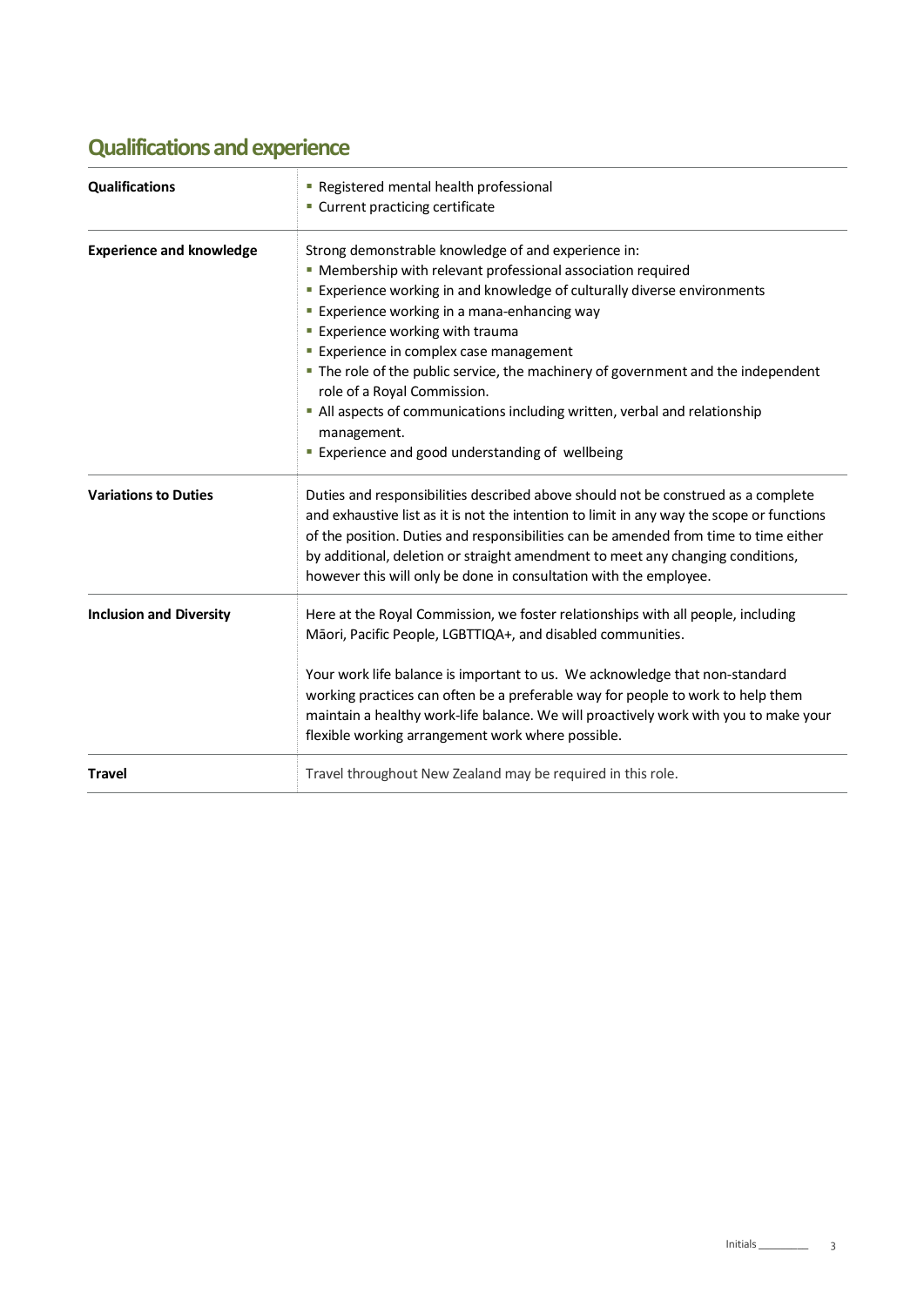## Qualifications and experience

| | |
|---|---|
| **Qualifications** | ▪ Registered mental health professional<br>▪ Current practicing certificate |
| **Experience and knowledge** | Strong demonstrable knowledge of and experience in:<br>▪ Membership with relevant professional association required<br>▪ Experience working in and knowledge of culturally diverse environments<br>▪ Experience working in a mana-enhancing way<br>▪ Experience working with trauma<br>▪ Experience in complex case management<br>▪ The role of the public service, the machinery of government and the independent role of a Royal Commission.<br>▪ All aspects of communications including written, verbal and relationship management.<br>▪ Experience and good understanding of wellbeing |
| **Variations to Duties** | Duties and responsibilities described above should not be construed as a complete and exhaustive list as it is not the intention to limit in any way the scope or functions of the position. Duties and responsibilities can be amended from time to time either by additional, deletion or straight amendment to meet any changing conditions, however this will only be done in consultation with the employee. |
| **Inclusion and Diversity** | Here at the Royal Commission, we foster relationships with all people, including Māori, Pacific People, LGBTTIQA+, and disabled communities.<br><br>Your work life balance is important to us. We acknowledge that non-standard working practices can often be a preferable way for people to work to help them maintain a healthy work-life balance. We will proactively work with you to make your flexible working arrangement work where possible. |
| **Travel** | Travel throughout New Zealand may be required in this role. |

Initials ________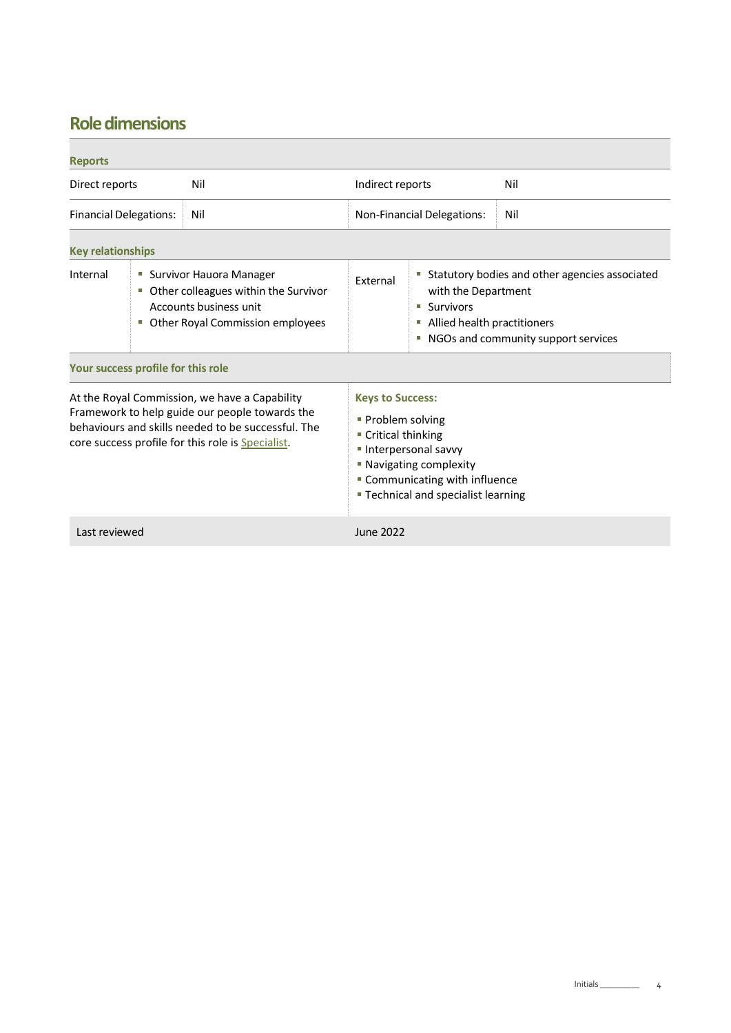## Role dimensions

| | | | |
|---|---|---|---|
| **Reports** | | | |
| Direct reports | Nil | Indirect reports | Nil |
| Financial Delegations: | Nil | Non-Financial Delegations: | Nil |
| **Key relationships** | | | |
| Internal | - Survivor Hauora Manager<br>- Other colleagues within the Survivor Accounts business unit<br>- Other Royal Commission employees | External | - Statutory bodies and other agencies associated with the Department<br>- Survivors<br>- Allied health practitioners<br>- NGOs and community support services |
| **Your success profile for this role** | | | |
| At the Royal Commission, we have a Capability Framework to help guide our people towards the behaviours and skills needed to be successful. The core success profile for this role is Specialist. | | **Keys to Success:**<br>- Problem solving<br>- Critical thinking<br>- Interpersonal savvy<br>- Navigating complexity<br>- Communicating with influence<br>- Technical and specialist learning | |
| Last reviewed | | June 2022 | |

Initials ________